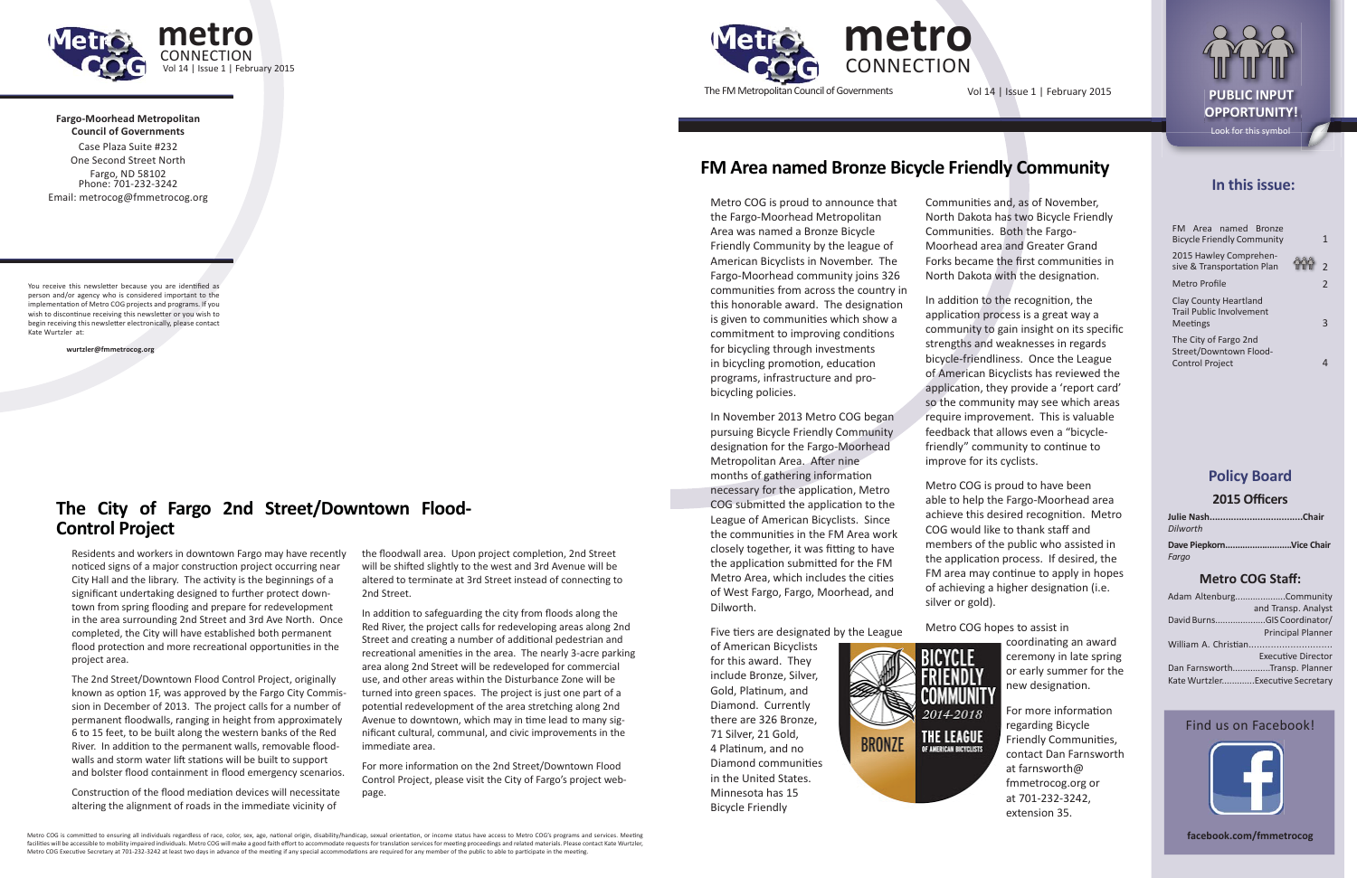**Fargo-Moorhead Metropolitan Council of Governments**

Case Plaza Suite #232
One Second Street North
Fargo, ND 58102
Phone: 701-232-3242
Email: metrocog@fmmetrocog.org

You receive this newsletter because you are identified as person and/or agency who is considered important to the implementation of Metro COG projects and programs. If you wish to discontinue receiving this newsletter or you wish to begin receiving this newsletter electronically, please contact Kate Wurtzler at:

**wurtzler@fmmetrocog.org**

## The City of Fargo 2nd Street/Downtown Flood-Control Project

Residents and workers in downtown Fargo may have recently noticed signs of a major construction project occurring near City Hall and the library. The activity is the beginnings of a significant undertaking designed to further protect downtown from spring flooding and prepare for redevelopment in the area surrounding 2nd Street and 3rd Ave North. Once completed, the City will have established both permanent flood protection and more recreational opportunities in the project area.

The 2nd Street/Downtown Flood Control Project, originally known as option 1F, was approved by the Fargo City Commission in December of 2013. The project calls for a number of permanent floodwalls, ranging in height from approximately 6 to 15 feet, to be built along the western banks of the Red River. In addition to the permanent walls, removable floodwalls and storm water lift stations will be built to support and bolster flood containment in flood emergency scenarios.

Construction of the flood mediation devices will necessitate altering the alignment of roads in the immediate vicinity of the floodwall area. Upon project completion, 2nd Street will be shifted slightly to the west and 3rd Avenue will be altered to terminate at 3rd Street instead of connecting to 2nd Street.

In addition to safeguarding the city from floods along the Red River, the project calls for redeveloping areas along 2nd Street and creating a number of additional pedestrian and recreational amenities in the area. The nearly 3-acre parking area along 2nd Street will be redeveloped for commercial use, and other areas within the Disturbance Zone will be turned into green spaces. The project is just one part of a potential redevelopment of the area stretching along 2nd Avenue to downtown, which may in time lead to many significant cultural, communal, and civic improvements in the immediate area.

For more information on the 2nd Street/Downtown Flood Control Project, please visit the City of Fargo's project webpage.

Metro COG is committed to ensuring all individuals regardless of race, color, sex, age, national origin, disability/handicap, sexual orientation, or income status have access to Metro COG's programs and services. Meeting facilities will be accessible to mobility impaired individuals. Metro COG will make a good faith effort to accommodate requests for translation services for meeting proceedings and related materials. Please contact Kate Wurtzler, Metro COG Executive Secretary at 701-232-3242 at least two days in advance of the meeting if any special accommodations are required for any member of the public to able to participate in the meeting.

# metro CONNECTION

The FM Metropolitan Council of Governments

Vol 14 | Issue 1 | February 2015

## FM Area named Bronze Bicycle Friendly Community

Metro COG is proud to announce that the Fargo-Moorhead Metropolitan Area was named a Bronze Bicycle Friendly Community by the league of American Bicyclists in November. The Fargo-Moorhead community joins 326 communities from across the country in this honorable award. The designation is given to communities which show a commitment to improving conditions for bicycling through investments in bicycling promotion, education programs, infrastructure and pro-bicycling policies.

In November 2013 Metro COG began pursuing Bicycle Friendly Community designation for the Fargo-Moorhead Metropolitan Area. After nine months of gathering information necessary for the application, Metro COG submitted the application to the League of American Bicyclists. Since the communities in the FM Area work closely together, it was fitting to have the application submitted for the FM Metro Area, which includes the cities of West Fargo, Fargo, Moorhead, and Dilworth.

Five tiers are designated by the League of American Bicyclists for this award. They include Bronze, Silver, Gold, Platinum, and Diamond. Currently there are 326 Bronze, 71 Silver, 21 Gold, 4 Platinum, and no Diamond communities in the United States. Minnesota has 15 Bicycle Friendly Communities and, as of November, North Dakota has two Bicycle Friendly Communities. Both the Fargo-Moorhead area and Greater Grand Forks became the first communities in North Dakota with the designation.

In addition to the recognition, the application process is a great way a community to gain insight on its specific strengths and weaknesses in regards bicycle-friendliness. Once the League of American Bicyclists has reviewed the application, they provide a 'report card' so the community may see which areas require improvement. This is valuable feedback that allows even a "bicycle-friendly" community to continue to improve for its cyclists.

Metro COG is proud to have been able to help the Fargo-Moorhead area achieve this desired recognition. Metro COG would like to thank staff and members of the public who assisted in the application process. If desired, the FM area may continue to apply in hopes of achieving a higher designation (i.e. silver or gold).

Metro COG hopes to assist in coordinating an award ceremony in late spring or early summer for the new designation.

BICYCLE FRIENDLY COMMUNITY 2014-2018 BRONZE THE LEAGUE OF AMERICAN BICYCLISTS

For more information regarding Bicycle Friendly Communities, contact Dan Farnsworth at farnsworth@fmmetrocog.org or at 701-232-3242, extension 35.

**PUBLIC INPUT OPPORTUNITY!**
Look for this symbol

## In this issue:

| | |
|---|---|
| FM Area named Bronze Bicycle Friendly Community | 1 |
| 2015 Hawley Comprehensive & Transportation Plan | 2 |
| Metro Profile | 2 |
| Clay County Heartland Trail Public Involvement Meetings | 3 |
| The City of Fargo 2nd Street/Downtown Flood-Control Project | 4 |

## Policy Board

### 2015 Officers

**Julie Nash....................................Chair**
*Dilworth*

**Dave Piepkorn..........................Vice Chair**
*Fargo*

### Metro COG Staff:

Adam Altenburg....................Community and Transp. Analyst
David Burns....................GIS Coordinator/ Principal Planner
William A. Christian.............................. Executive Director
Dan Farnsworth...............Transp. Planner
Kate Wurtzler.............Executive Secretary

Find us on Facebook!

**facebook.com/fmmetrocog**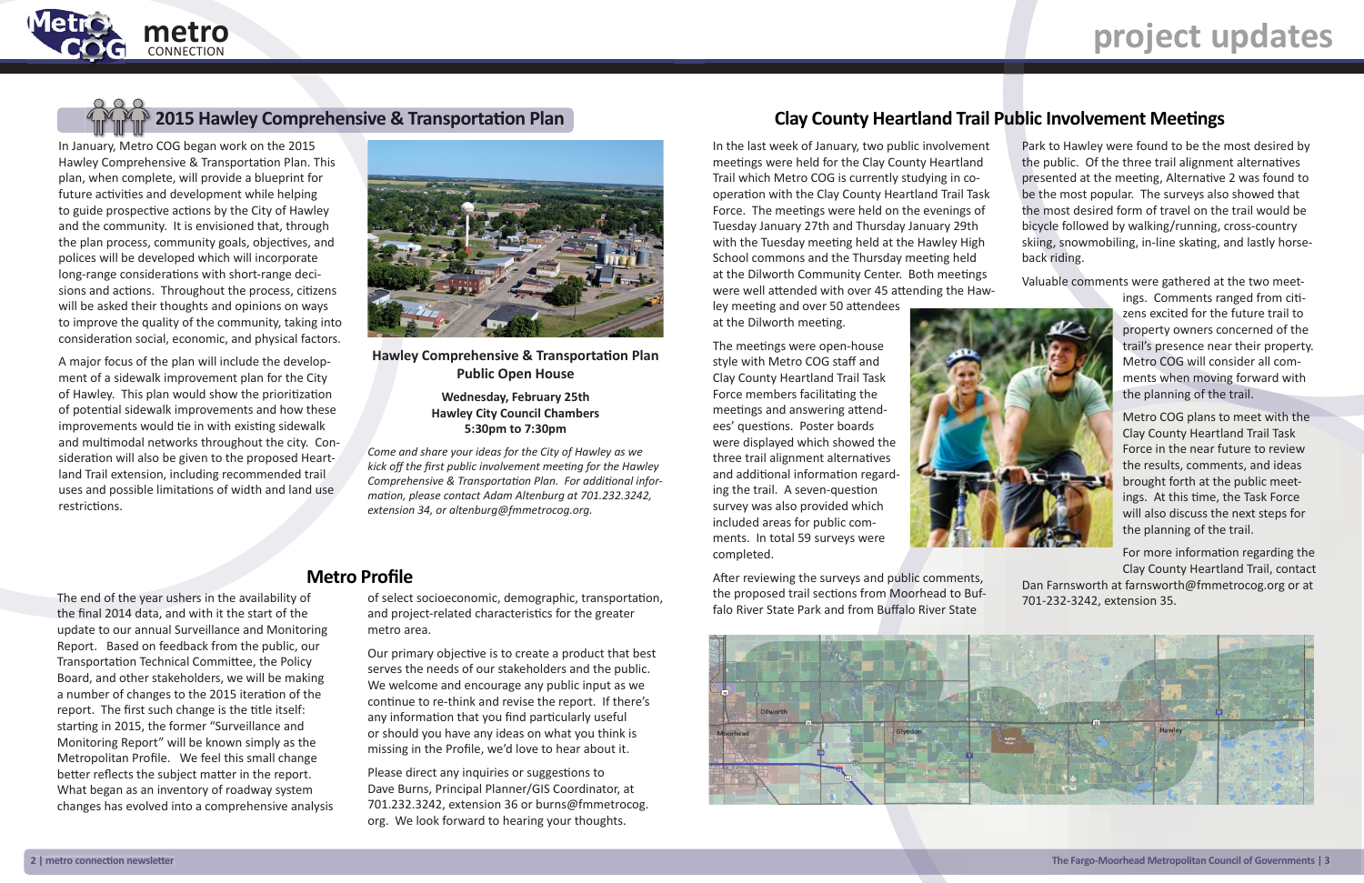## 2015 Hawley Comprehensive & Transportation Plan

In January, Metro COG began work on the 2015 Hawley Comprehensive & Transportation Plan. This plan, when complete, will provide a blueprint for future activities and development while helping to guide prospective actions by the City of Hawley and the community. It is envisioned that, through the plan process, community goals, objectives, and polices will be developed which will incorporate long-range considerations with short-range decisions and actions. Throughout the process, citizens will be asked their thoughts and opinions on ways to improve the quality of the community, taking into consideration social, economic, and physical factors.

A major focus of the plan will include the development of a sidewalk improvement plan for the City of Hawley. This plan would show the prioritization of potential sidewalk improvements and how these improvements would tie in with existing sidewalk and multimodal networks throughout the city. Consideration will also be given to the proposed Heartland Trail extension, including recommended trail uses and possible limitations of width and land use restrictions.

**Hawley Comprehensive & Transportation Plan Public Open House**

**Wednesday, February 25th**
**Hawley City Council Chambers**
**5:30pm to 7:30pm**

*Come and share your ideas for the City of Hawley as we kick off the first public involvement meeting for the Hawley Comprehensive & Transportation Plan. For additional information, please contact Adam Altenburg at 701.232.3242, extension 34, or altenburg@fmmetrocog.org.*

## Metro Profile

The end of the year ushers in the availability of the final 2014 data, and with it the start of the update to our annual Surveillance and Monitoring Report. Based on feedback from the public, our Transportation Technical Committee, the Policy Board, and other stakeholders, we will be making a number of changes to the 2015 iteration of the report. The first such change is the title itself: starting in 2015, the former "Surveillance and Monitoring Report" will be known simply as the Metropolitan Profile. We feel this small change better reflects the subject matter in the report. What began as an inventory of roadway system changes has evolved into a comprehensive analysis of select socioeconomic, demographic, transportation, and project-related characteristics for the greater metro area.

Our primary objective is to create a product that best serves the needs of our stakeholders and the public. We welcome and encourage any public input as we continue to re-think and revise the report. If there's any information that you find particularly useful or should you have any ideas on what you think is missing in the Profile, we'd love to hear about it.

Please direct any inquiries or suggestions to Dave Burns, Principal Planner/GIS Coordinator, at 701.232.3242, extension 36 or burns@fmmetrocog.org. We look forward to hearing your thoughts.

## Clay County Heartland Trail Public Involvement Meetings

In the last week of January, two public involvement meetings were held for the Clay County Heartland Trail which Metro COG is currently studying in cooperation with the Clay County Heartland Trail Task Force. The meetings were held on the evenings of Tuesday January 27th and Thursday January 29th with the Tuesday meeting held at the Hawley High School commons and the Thursday meeting held at the Dilworth Community Center. Both meetings were well attended with over 45 attending the Hawley meeting and over 50 attendees at the Dilworth meeting.

The meetings were open-house style with Metro COG staff and Clay County Heartland Trail Task Force members facilitating the meetings and answering attendees' questions. Poster boards were displayed which showed the three trail alignment alternatives and additional information regarding the trail. A seven-question survey was also provided which included areas for public comments. In total 59 surveys were completed.

After reviewing the surveys and public comments, the proposed trail sections from Moorhead to Buffalo River State Park and from Buffalo River State Park to Hawley were found to be the most desired by the public. Of the three trail alignment alternatives presented at the meeting, Alternative 2 was found to be the most popular. The surveys also showed that the most desired form of travel on the trail would be bicycle followed by walking/running, cross-country skiing, snowmobiling, in-line skating, and lastly horseback riding.

Valuable comments were gathered at the two meetings. Comments ranged from citizens excited for the future trail to property owners concerned of the trail's presence near their property. Metro COG will consider all comments when moving forward with the planning of the trail.

Metro COG plans to meet with the Clay County Heartland Trail Task Force in the near future to review the results, comments, and ideas brought forth at the public meetings. At this time, the Task Force will also discuss the next steps for the planning of the trail.

For more information regarding the Clay County Heartland Trail, contact Dan Farnsworth at farnsworth@fmmetrocog.org or at 701-232-3242, extension 35.

Dilworth
Moorhead
Glyndon
Hawley